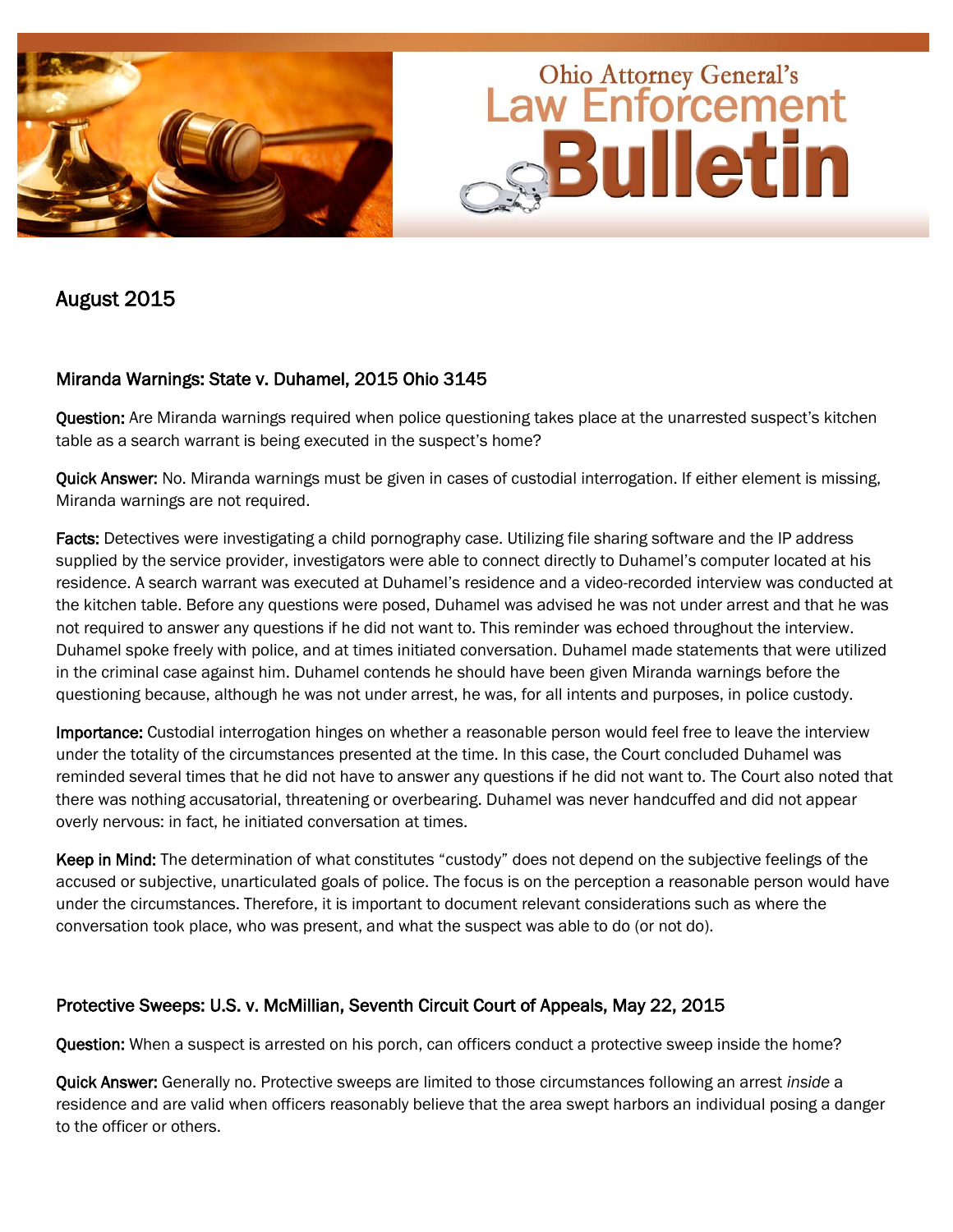# Ohio Attorney General's Law Enforcement Bulletin

## August 2015

### Miranda Warnings: State v. Duhamel, 2015 Ohio 3145

**Question:** Are Miranda warnings required when police questioning takes place at the unarrested suspect's kitchen table as a search warrant is being executed in the suspect's home?

**Quick Answer:** No. Miranda warnings must be given in cases of custodial interrogation. If either element is missing, Miranda warnings are not required.

**Facts:** Detectives were investigating a child pornography case. Utilizing file sharing software and the IP address supplied by the service provider, investigators were able to connect directly to Duhamel's computer located at his residence. A search warrant was executed at Duhamel's residence and a video-recorded interview was conducted at the kitchen table. Before any questions were posed, Duhamel was advised he was not under arrest and that he was not required to answer any questions if he did not want to. This reminder was echoed throughout the interview. Duhamel spoke freely with police, and at times initiated conversation. Duhamel made statements that were utilized in the criminal case against him. Duhamel contends he should have been given Miranda warnings before the questioning because, although he was not under arrest, he was, for all intents and purposes, in police custody.

**Importance:** Custodial interrogation hinges on whether a reasonable person would feel free to leave the interview under the totality of the circumstances presented at the time. In this case, the Court concluded Duhamel was reminded several times that he did not have to answer any questions if he did not want to. The Court also noted that there was nothing accusatorial, threatening or overbearing. Duhamel was never handcuffed and did not appear overly nervous: in fact, he initiated conversation at times.

**Keep in Mind:** The determination of what constitutes "custody" does not depend on the subjective feelings of the accused or subjective, unarticulated goals of police. The focus is on the perception a reasonable person would have under the circumstances. Therefore, it is important to document relevant considerations such as where the conversation took place, who was present, and what the suspect was able to do (or not do).

### Protective Sweeps: U.S. v. McMillian, Seventh Circuit Court of Appeals, May 22, 2015

**Question:** When a suspect is arrested on his porch, can officers conduct a protective sweep inside the home?

**Quick Answer:** Generally no. Protective sweeps are limited to those circumstances following an arrest *inside* a residence and are valid when officers reasonably believe that the area swept harbors an individual posing a danger to the officer or others.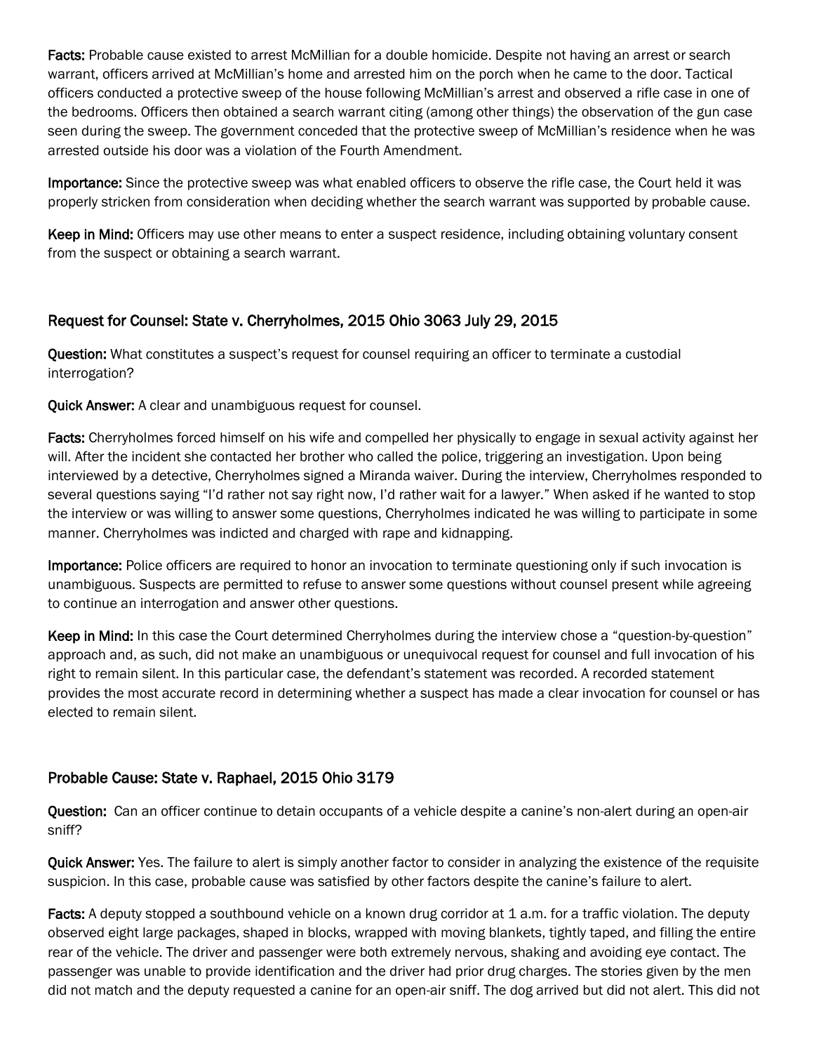**Facts:** Probable cause existed to arrest McMillian for a double homicide. Despite not having an arrest or search warrant, officers arrived at McMillian's home and arrested him on the porch when he came to the door. Tactical officers conducted a protective sweep of the house following McMillian's arrest and observed a rifle case in one of the bedrooms. Officers then obtained a search warrant citing (among other things) the observation of the gun case seen during the sweep. The government conceded that the protective sweep of McMillian's residence when he was arrested outside his door was a violation of the Fourth Amendment.

**Importance:** Since the protective sweep was what enabled officers to observe the rifle case, the Court held it was properly stricken from consideration when deciding whether the search warrant was supported by probable cause.

**Keep in Mind:** Officers may use other means to enter a suspect residence, including obtaining voluntary consent from the suspect or obtaining a search warrant.

## Request for Counsel: State v. Cherryholmes, 2015 Ohio 3063 July 29, 2015

**Question:** What constitutes a suspect's request for counsel requiring an officer to terminate a custodial interrogation?

**Quick Answer:** A clear and unambiguous request for counsel.

**Facts:** Cherryholmes forced himself on his wife and compelled her physically to engage in sexual activity against her will. After the incident she contacted her brother who called the police, triggering an investigation. Upon being interviewed by a detective, Cherryholmes signed a Miranda waiver. During the interview, Cherryholmes responded to several questions saying "I'd rather not say right now, I'd rather wait for a lawyer." When asked if he wanted to stop the interview or was willing to answer some questions, Cherryholmes indicated he was willing to participate in some manner. Cherryholmes was indicted and charged with rape and kidnapping.

**Importance:** Police officers are required to honor an invocation to terminate questioning only if such invocation is unambiguous. Suspects are permitted to refuse to answer some questions without counsel present while agreeing to continue an interrogation and answer other questions.

**Keep in Mind:** In this case the Court determined Cherryholmes during the interview chose a "question-by-question" approach and, as such, did not make an unambiguous or unequivocal request for counsel and full invocation of his right to remain silent. In this particular case, the defendant's statement was recorded. A recorded statement provides the most accurate record in determining whether a suspect has made a clear invocation for counsel or has elected to remain silent.

## Probable Cause: State v. Raphael, 2015 Ohio 3179

**Question:** Can an officer continue to detain occupants of a vehicle despite a canine's non-alert during an open-air sniff?

**Quick Answer:** Yes. The failure to alert is simply another factor to consider in analyzing the existence of the requisite suspicion. In this case, probable cause was satisfied by other factors despite the canine's failure to alert.

**Facts:** A deputy stopped a southbound vehicle on a known drug corridor at 1 a.m. for a traffic violation. The deputy observed eight large packages, shaped in blocks, wrapped with moving blankets, tightly taped, and filling the entire rear of the vehicle. The driver and passenger were both extremely nervous, shaking and avoiding eye contact. The passenger was unable to provide identification and the driver had prior drug charges. The stories given by the men did not match and the deputy requested a canine for an open-air sniff. The dog arrived but did not alert. This did not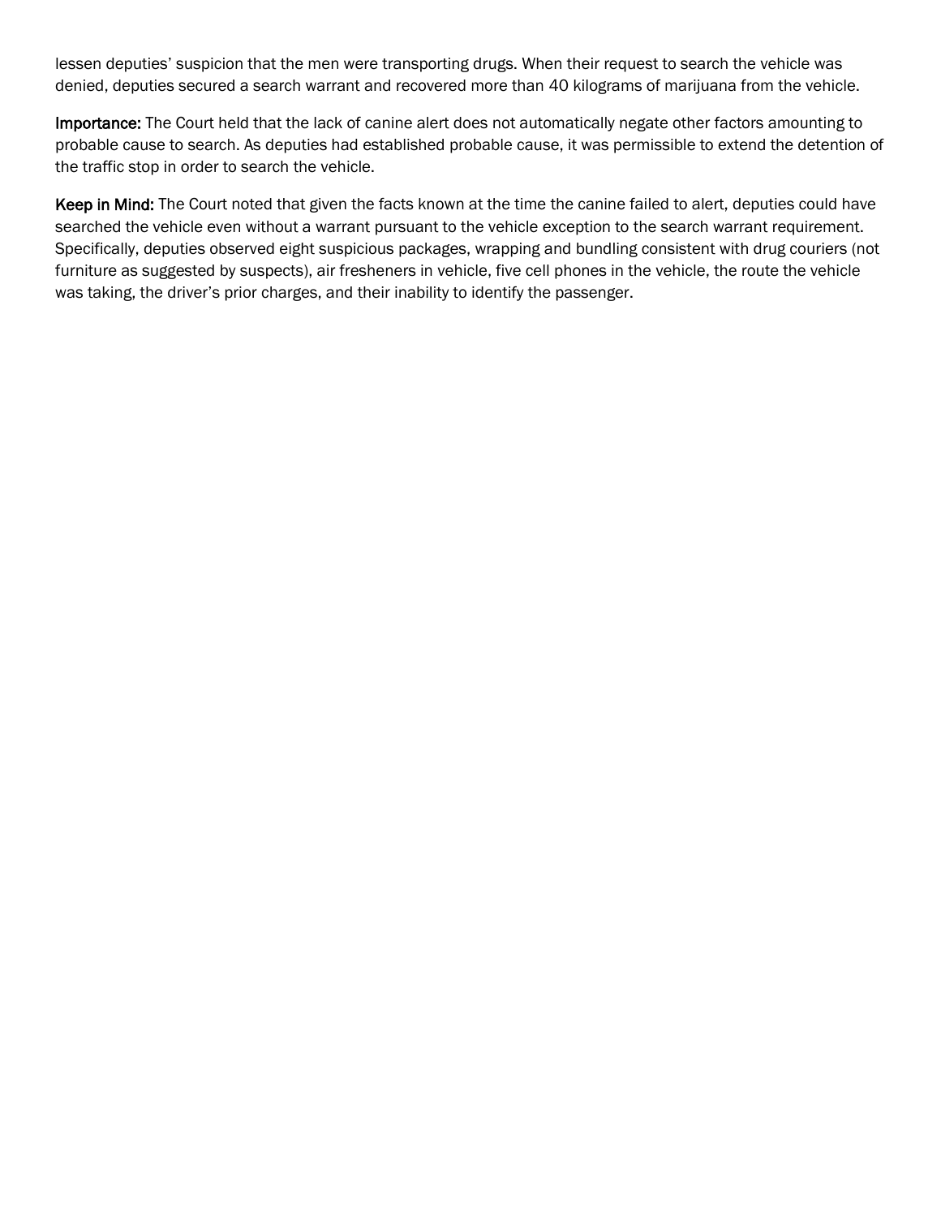lessen deputies' suspicion that the men were transporting drugs. When their request to search the vehicle was denied, deputies secured a search warrant and recovered more than 40 kilograms of marijuana from the vehicle.

**Importance:** The Court held that the lack of canine alert does not automatically negate other factors amounting to probable cause to search. As deputies had established probable cause, it was permissible to extend the detention of the traffic stop in order to search the vehicle.

**Keep in Mind:** The Court noted that given the facts known at the time the canine failed to alert, deputies could have searched the vehicle even without a warrant pursuant to the vehicle exception to the search warrant requirement. Specifically, deputies observed eight suspicious packages, wrapping and bundling consistent with drug couriers (not furniture as suggested by suspects), air fresheners in vehicle, five cell phones in the vehicle, the route the vehicle was taking, the driver's prior charges, and their inability to identify the passenger.